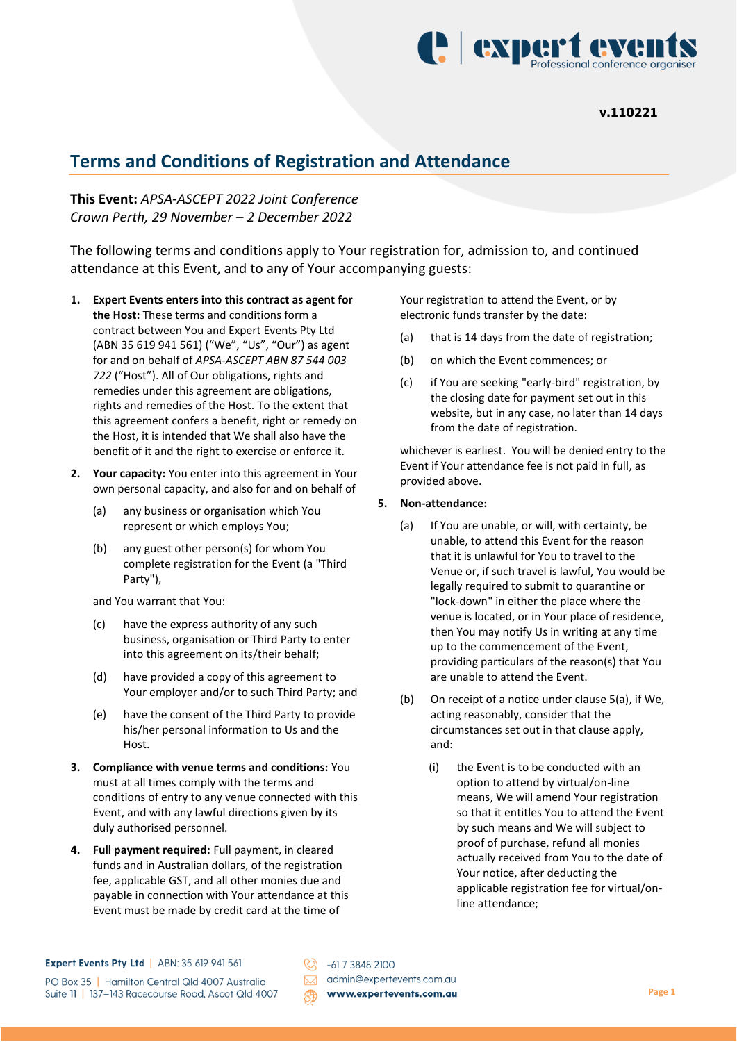v.110221

# Terms and Conditions of Registration and Attendance

**This Event:** *APSA-ASCEPT 2022 Joint Conference*
*Crown Perth, 29 November – 2 December 2022*

The following terms and conditions apply to Your registration for, admission to, and continued attendance at this Event, and to any of Your accompanying guests:

1. **Expert Events enters into this contract as agent for the Host:** These terms and conditions form a contract between You and Expert Events Pty Ltd (ABN 35 619 941 561) ("We", "Us", "Our") as agent for and on behalf of *APSA-ASCEPT ABN 87 544 003 722* ("Host"). All of Our obligations, rights and remedies under this agreement are obligations, rights and remedies of the Host. To the extent that this agreement confers a benefit, right or remedy on the Host, it is intended that We shall also have the benefit of it and the right to exercise or enforce it.

2. **Your capacity:** You enter into this agreement in Your own personal capacity, and also for and on behalf of

   (a) any business or organisation which You represent or which employs You;

   (b) any guest other person(s) for whom You complete registration for the Event (a "Third Party"),

   and You warrant that You:

   (c) have the express authority of any such business, organisation or Third Party to enter into this agreement on its/their behalf;

   (d) have provided a copy of this agreement to Your employer and/or to such Third Party; and

   (e) have the consent of the Third Party to provide his/her personal information to Us and the Host.

3. **Compliance with venue terms and conditions:** You must at all times comply with the terms and conditions of entry to any venue connected with this Event, and with any lawful directions given by its duly authorised personnel.

4. **Full payment required:** Full payment, in cleared funds and in Australian dollars, of the registration fee, applicable GST, and all other monies due and payable in connection with Your attendance at this Event must be made by credit card at the time of Your registration to attend the Event, or by electronic funds transfer by the date:

   (a) that is 14 days from the date of registration;

   (b) on which the Event commences; or

   (c) if You are seeking "early-bird" registration, by the closing date for payment set out in this website, but in any case, no later than 14 days from the date of registration.

   whichever is earliest. You will be denied entry to the Event if Your attendance fee is not paid in full, as provided above.

5. **Non-attendance:**

   (a) If You are unable, or will, with certainty, be unable, to attend this Event for the reason that it is unlawful for You to travel to the Venue or, if such travel is lawful, You would be legally required to submit to quarantine or "lock-down" in either the place where the venue is located, or in Your place of residence, then You may notify Us in writing at any time up to the commencement of the Event, providing particulars of the reason(s) that You are unable to attend the Event.

   (b) On receipt of a notice under clause 5(a), if We, acting reasonably, consider that the circumstances set out in that clause apply, and:

      (i) the Event is to be conducted with an option to attend by virtual/on-line means, We will amend Your registration so that it entitles You to attend the Event by such means and We will subject to proof of purchase, refund all monies actually received from You to the date of Your notice, after deducting the applicable registration fee for virtual/on-line attendance;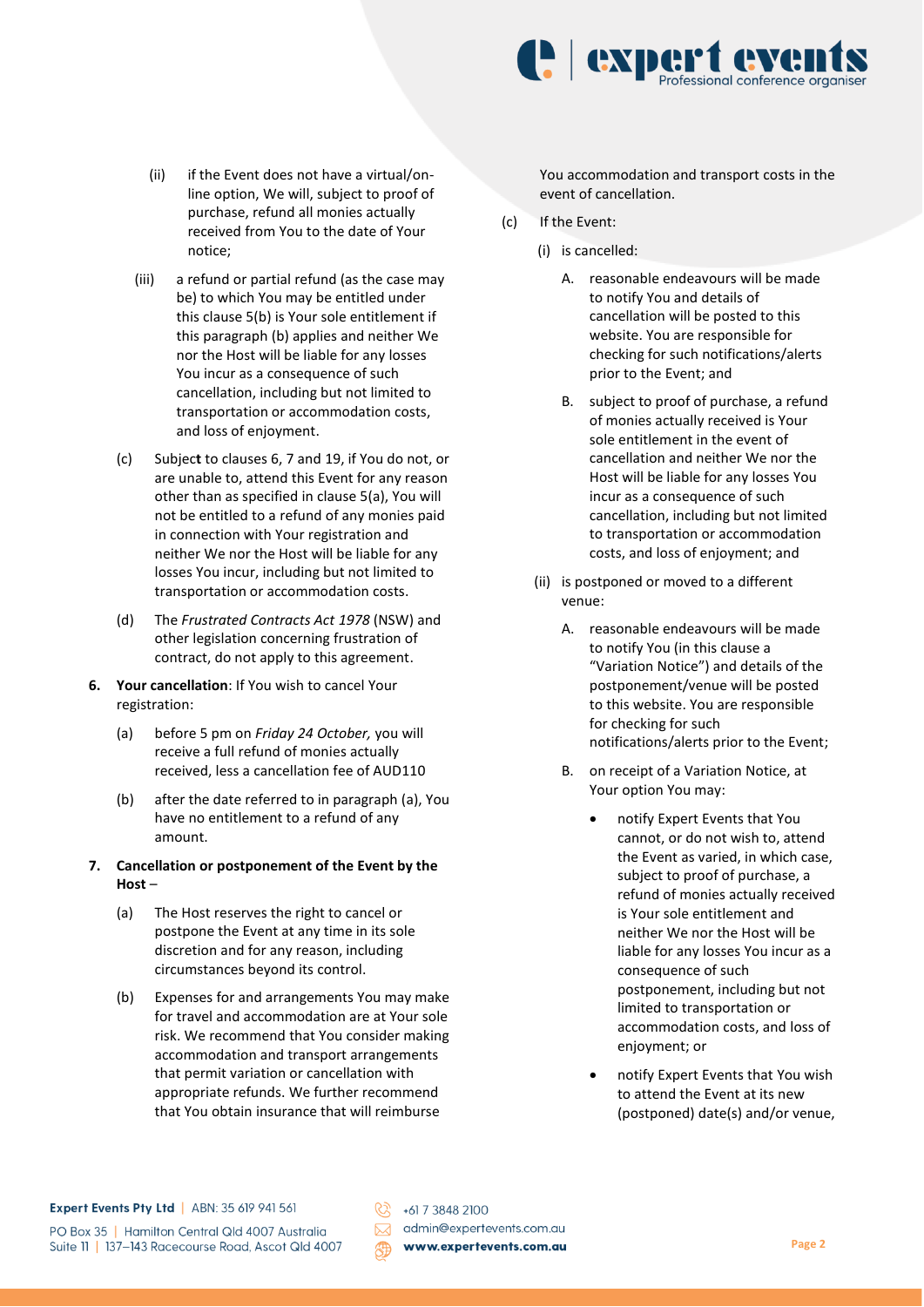(ii) if the Event does not have a virtual/on-line option, We will, subject to proof of purchase, refund all monies actually received from You to the date of Your notice;

(iii) a refund or partial refund (as the case may be) to which You may be entitled under this clause 5(b) is Your sole entitlement if this paragraph (b) applies and neither We nor the Host will be liable for any losses You incur as a consequence of such cancellation, including but not limited to transportation or accommodation costs, and loss of enjoyment.

(c) Subject to clauses 6, 7 and 19, if You do not, or are unable to, attend this Event for any reason other than as specified in clause 5(a), You will not be entitled to a refund of any monies paid in connection with Your registration and neither We nor the Host will be liable for any losses You incur, including but not limited to transportation or accommodation costs.

(d) The *Frustrated Contracts Act 1978* (NSW) and other legislation concerning frustration of contract, do not apply to this agreement.

**6. Your cancellation**: If You wish to cancel Your registration:

(a) before 5 pm on *Friday 24 October,* you will receive a full refund of monies actually received, less a cancellation fee of AUD110

(b) after the date referred to in paragraph (a), You have no entitlement to a refund of any amount.

**7. Cancellation or postponement of the Event by the Host** –

(a) The Host reserves the right to cancel or postpone the Event at any time in its sole discretion and for any reason, including circumstances beyond its control.

(b) Expenses for and arrangements You may make for travel and accommodation are at Your sole risk. We recommend that You consider making accommodation and transport arrangements that permit variation or cancellation with appropriate refunds. We further recommend that You obtain insurance that will reimburse You accommodation and transport costs in the event of cancellation.

(c) If the Event:

(i) is cancelled:

A. reasonable endeavours will be made to notify You and details of cancellation will be posted to this website. You are responsible for checking for such notifications/alerts prior to the Event; and

B. subject to proof of purchase, a refund of monies actually received is Your sole entitlement in the event of cancellation and neither We nor the Host will be liable for any losses You incur as a consequence of such cancellation, including but not limited to transportation or accommodation costs, and loss of enjoyment; and

(ii) is postponed or moved to a different venue:

A. reasonable endeavours will be made to notify You (in this clause a "Variation Notice") and details of the postponement/venue will be posted to this website. You are responsible for checking for such notifications/alerts prior to the Event;

B. on receipt of a Variation Notice, at Your option You may:

- notify Expert Events that You cannot, or do not wish to, attend the Event as varied, in which case, subject to proof of purchase, a refund of monies actually received is Your sole entitlement and neither We nor the Host will be liable for any losses You incur as a consequence of such postponement, including but not limited to transportation or accommodation costs, and loss of enjoyment; or
- notify Expert Events that You wish to attend the Event at its new (postponed) date(s) and/or venue,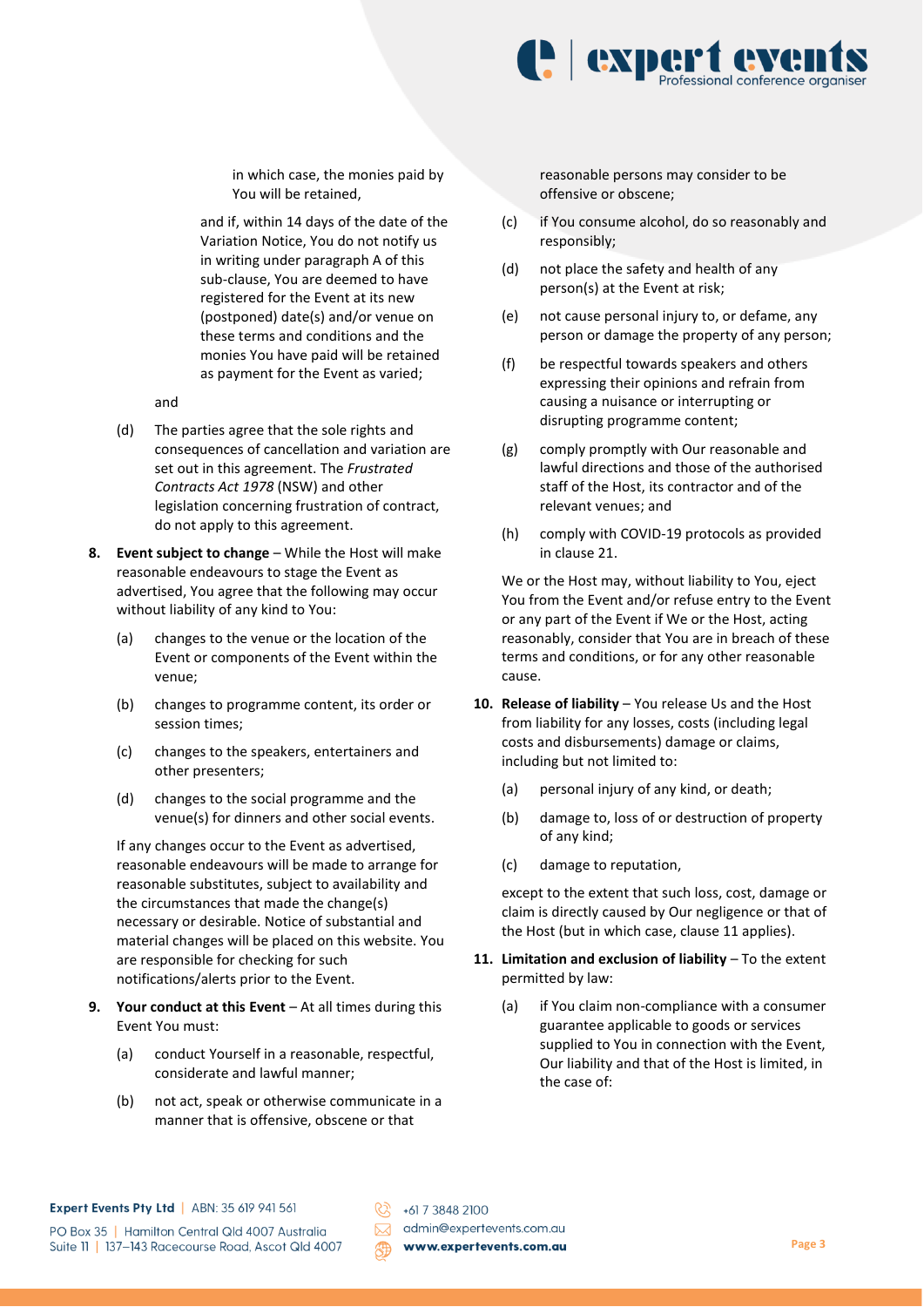in which case, the monies paid by You will be retained,

and if, within 14 days of the date of the Variation Notice, You do not notify us in writing under paragraph A of this sub-clause, You are deemed to have registered for the Event at its new (postponed) date(s) and/or venue on these terms and conditions and the monies You have paid will be retained as payment for the Event as varied;

and

(d) The parties agree that the sole rights and consequences of cancellation and variation are set out in this agreement. The *Frustrated Contracts Act 1978* (NSW) and other legislation concerning frustration of contract, do not apply to this agreement.

**8. Event subject to change** – While the Host will make reasonable endeavours to stage the Event as advertised, You agree that the following may occur without liability of any kind to You:

(a) changes to the venue or the location of the Event or components of the Event within the venue;

(b) changes to programme content, its order or session times;

(c) changes to the speakers, entertainers and other presenters;

(d) changes to the social programme and the venue(s) for dinners and other social events.

If any changes occur to the Event as advertised, reasonable endeavours will be made to arrange for reasonable substitutes, subject to availability and the circumstances that made the change(s) necessary or desirable. Notice of substantial and material changes will be placed on this website. You are responsible for checking for such notifications/alerts prior to the Event.

**9. Your conduct at this Event** – At all times during this Event You must:

(a) conduct Yourself in a reasonable, respectful, considerate and lawful manner;

(b) not act, speak or otherwise communicate in a manner that is offensive, obscene or that reasonable persons may consider to be offensive or obscene;

(c) if You consume alcohol, do so reasonably and responsibly;

(d) not place the safety and health of any person(s) at the Event at risk;

(e) not cause personal injury to, or defame, any person or damage the property of any person;

(f) be respectful towards speakers and others expressing their opinions and refrain from causing a nuisance or interrupting or disrupting programme content;

(g) comply promptly with Our reasonable and lawful directions and those of the authorised staff of the Host, its contractor and of the relevant venues; and

(h) comply with COVID-19 protocols as provided in clause 21.

We or the Host may, without liability to You, eject You from the Event and/or refuse entry to the Event or any part of the Event if We or the Host, acting reasonably, consider that You are in breach of these terms and conditions, or for any other reasonable cause.

**10. Release of liability** – You release Us and the Host from liability for any losses, costs (including legal costs and disbursements) damage or claims, including but not limited to:

(a) personal injury of any kind, or death;

(b) damage to, loss of or destruction of property of any kind;

(c) damage to reputation,

except to the extent that such loss, cost, damage or claim is directly caused by Our negligence or that of the Host (but in which case, clause 11 applies).

**11. Limitation and exclusion of liability** – To the extent permitted by law:

(a) if You claim non-compliance with a consumer guarantee applicable to goods or services supplied to You in connection with the Event, Our liability and that of the Host is limited, in the case of: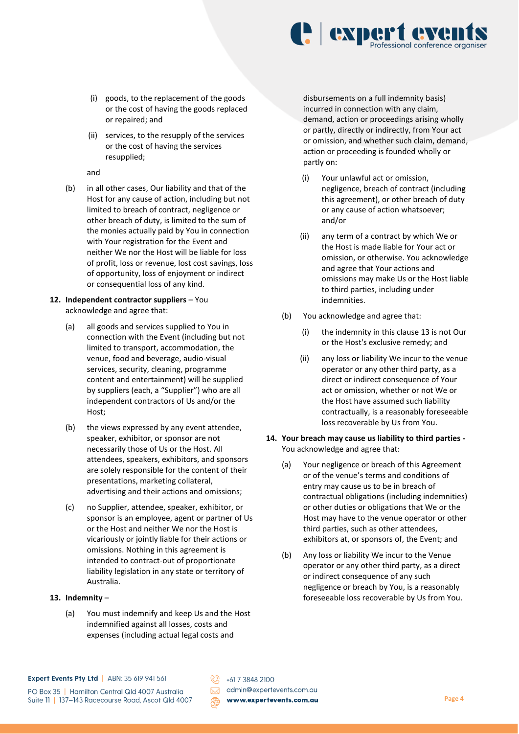(i) goods, to the replacement of the goods or the cost of having the goods replaced or repaired; and

   (ii) services, to the resupply of the services or the cost of having the services resupplied;

   and

(b) in all other cases, Our liability and that of the Host for any cause of action, including but not limited to breach of contract, negligence or other breach of duty, is limited to the sum of the monies actually paid by You in connection with Your registration for the Event and neither We nor the Host will be liable for loss of profit, loss or revenue, lost cost savings, loss of opportunity, loss of enjoyment or indirect or consequential loss of any kind.

**12. Independent contractor suppliers** – You acknowledge and agree that:

(a) all goods and services supplied to You in connection with the Event (including but not limited to transport, accommodation, the venue, food and beverage, audio-visual services, security, cleaning, programme content and entertainment) will be supplied by suppliers (each, a "Supplier") who are all independent contractors of Us and/or the Host;

(b) the views expressed by any event attendee, speaker, exhibitor, or sponsor are not necessarily those of Us or the Host. All attendees, speakers, exhibitors, and sponsors are solely responsible for the content of their presentations, marketing collateral, advertising and their actions and omissions;

(c) no Supplier, attendee, speaker, exhibitor, or sponsor is an employee, agent or partner of Us or the Host and neither We nor the Host is vicariously or jointly liable for their actions or omissions. Nothing in this agreement is intended to contract-out of proportionate liability legislation in any state or territory of Australia.

**13. Indemnity** –

(a) You must indemnify and keep Us and the Host indemnified against all losses, costs and expenses (including actual legal costs and disbursements on a full indemnity basis) incurred in connection with any claim, demand, action or proceedings arising wholly or partly, directly or indirectly, from Your act or omission, and whether such claim, demand, action or proceeding is founded wholly or partly on:

   (i) Your unlawful act or omission, negligence, breach of contract (including this agreement), or other breach of duty or any cause of action whatsoever; and/or

   (ii) any term of a contract by which We or the Host is made liable for Your act or omission, or otherwise. You acknowledge and agree that Your actions and omissions may make Us or the Host liable to third parties, including under indemnities.

(b) You acknowledge and agree that:

   (i) the indemnity in this clause 13 is not Our or the Host's exclusive remedy; and

   (ii) any loss or liability We incur to the venue operator or any other third party, as a direct or indirect consequence of Your act or omission, whether or not We or the Host have assumed such liability contractually, is a reasonably foreseeable loss recoverable by Us from You.

**14. Your breach may cause us liability to third parties -** You acknowledge and agree that:

(a) Your negligence or breach of this Agreement or of the venue's terms and conditions of entry may cause us to be in breach of contractual obligations (including indemnities) or other duties or obligations that We or the Host may have to the venue operator or other third parties, such as other attendees, exhibitors at, or sponsors of, the Event; and

(b) Any loss or liability We incur to the Venue operator or any other third party, as a direct or indirect consequence of any such negligence or breach by You, is a reasonably foreseeable loss recoverable by Us from You.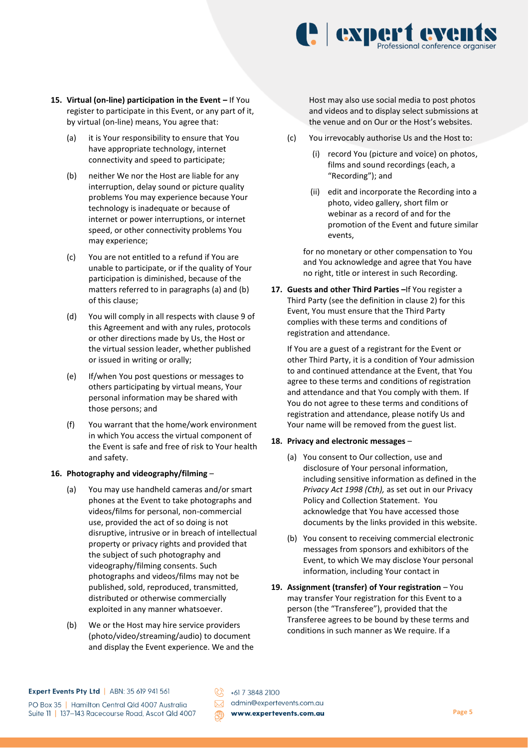15. **Virtual (on-line) participation in the Event –** If You register to participate in this Event, or any part of it, by virtual (on-line) means, You agree that:

    (a) it is Your responsibility to ensure that You have appropriate technology, internet connectivity and speed to participate;

    (b) neither We nor the Host are liable for any interruption, delay sound or picture quality problems You may experience because Your technology is inadequate or because of internet or power interruptions, or internet speed, or other connectivity problems You may experience;

    (c) You are not entitled to a refund if You are unable to participate, or if the quality of Your participation is diminished, because of the matters referred to in paragraphs (a) and (b) of this clause;

    (d) You will comply in all respects with clause 9 of this Agreement and with any rules, protocols or other directions made by Us, the Host or the virtual session leader, whether published or issued in writing or orally;

    (e) If/when You post questions or messages to others participating by virtual means, Your personal information may be shared with those persons; and

    (f) You warrant that the home/work environment in which You access the virtual component of the Event is safe and free of risk to Your health and safety.

16. **Photography and videography/filming** –

    (a) You may use handheld cameras and/or smart phones at the Event to take photographs and videos/films for personal, non-commercial use, provided the act of so doing is not disruptive, intrusive or in breach of intellectual property or privacy rights and provided that the subject of such photography and videography/filming consents. Such photographs and videos/films may not be published, sold, reproduced, transmitted, distributed or otherwise commercially exploited in any manner whatsoever.

    (b) We or the Host may hire service providers (photo/video/streaming/audio) to document and display the Event experience. We and the Host may also use social media to post photos and videos and to display select submissions at the venue and on Our or the Host's websites.

    (c) You irrevocably authorise Us and the Host to:

        (i) record You (picture and voice) on photos, films and sound recordings (each, a "Recording"); and

        (ii) edit and incorporate the Recording into a photo, video gallery, short film or webinar as a record of and for the promotion of the Event and future similar events,

    for no monetary or other compensation to You and You acknowledge and agree that You have no right, title or interest in such Recording.

17. **Guests and other Third Parties –**If You register a Third Party (see the definition in clause 2) for this Event, You must ensure that the Third Party complies with these terms and conditions of registration and attendance.

    If You are a guest of a registrant for the Event or other Third Party, it is a condition of Your admission to and continued attendance at the Event, that You agree to these terms and conditions of registration and attendance and that You comply with them. If You do not agree to these terms and conditions of registration and attendance, please notify Us and Your name will be removed from the guest list.

18. **Privacy and electronic messages** –

    (a) You consent to Our collection, use and disclosure of Your personal information, including sensitive information as defined in the *Privacy Act 1998 (Cth),* as set out in our Privacy Policy and Collection Statement. You acknowledge that You have accessed those documents by the links provided in this website.

    (b) You consent to receiving commercial electronic messages from sponsors and exhibitors of the Event, to which We may disclose Your personal information, including Your contact in

19. **Assignment (transfer) of Your registration** – You may transfer Your registration for this Event to a person (the "Transferee"), provided that the Transferee agrees to be bound by these terms and conditions in such manner as We require. If a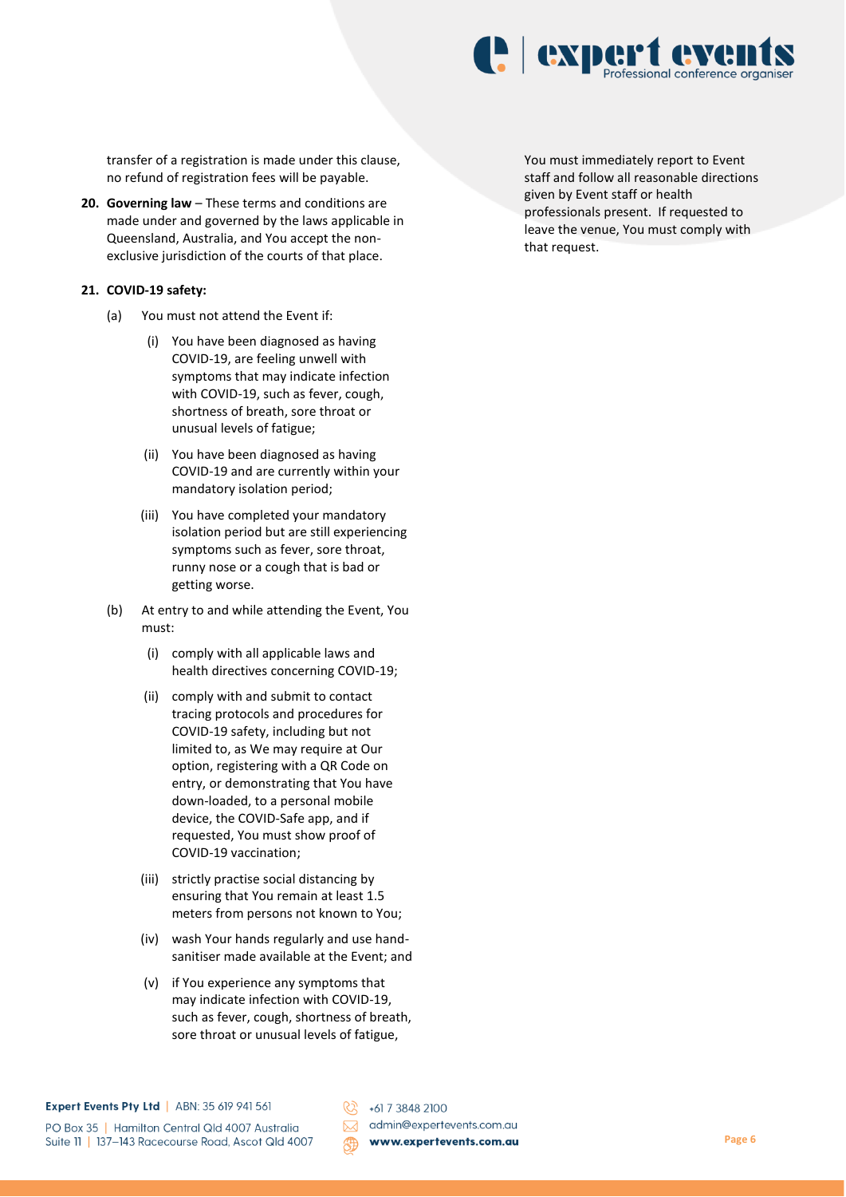transfer of a registration is made under this clause, no refund of registration fees will be payable.

20. **Governing law** – These terms and conditions are made under and governed by the laws applicable in Queensland, Australia, and You accept the non-exclusive jurisdiction of the courts of that place.

21. **COVID-19 safety:**

    (a) You must not attend the Event if:

    (i) You have been diagnosed as having COVID-19, are feeling unwell with symptoms that may indicate infection with COVID-19, such as fever, cough, shortness of breath, sore throat or unusual levels of fatigue;

    (ii) You have been diagnosed as having COVID-19 and are currently within your mandatory isolation period;

    (iii) You have completed your mandatory isolation period but are still experiencing symptoms such as fever, sore throat, runny nose or a cough that is bad or getting worse.

    (b) At entry to and while attending the Event, You must:

    (i) comply with all applicable laws and health directives concerning COVID-19;

    (ii) comply with and submit to contact tracing protocols and procedures for COVID-19 safety, including but not limited to, as We may require at Our option, registering with a QR Code on entry, or demonstrating that You have down-loaded, to a personal mobile device, the COVID-Safe app, and if requested, You must show proof of COVID-19 vaccination;

    (iii) strictly practise social distancing by ensuring that You remain at least 1.5 meters from persons not known to You;

    (iv) wash Your hands regularly and use hand-sanitiser made available at the Event; and

    (v) if You experience any symptoms that may indicate infection with COVID-19, such as fever, cough, shortness of breath, sore throat or unusual levels of fatigue, You must immediately report to Event staff and follow all reasonable directions given by Event staff or health professionals present. If requested to leave the venue, You must comply with that request.